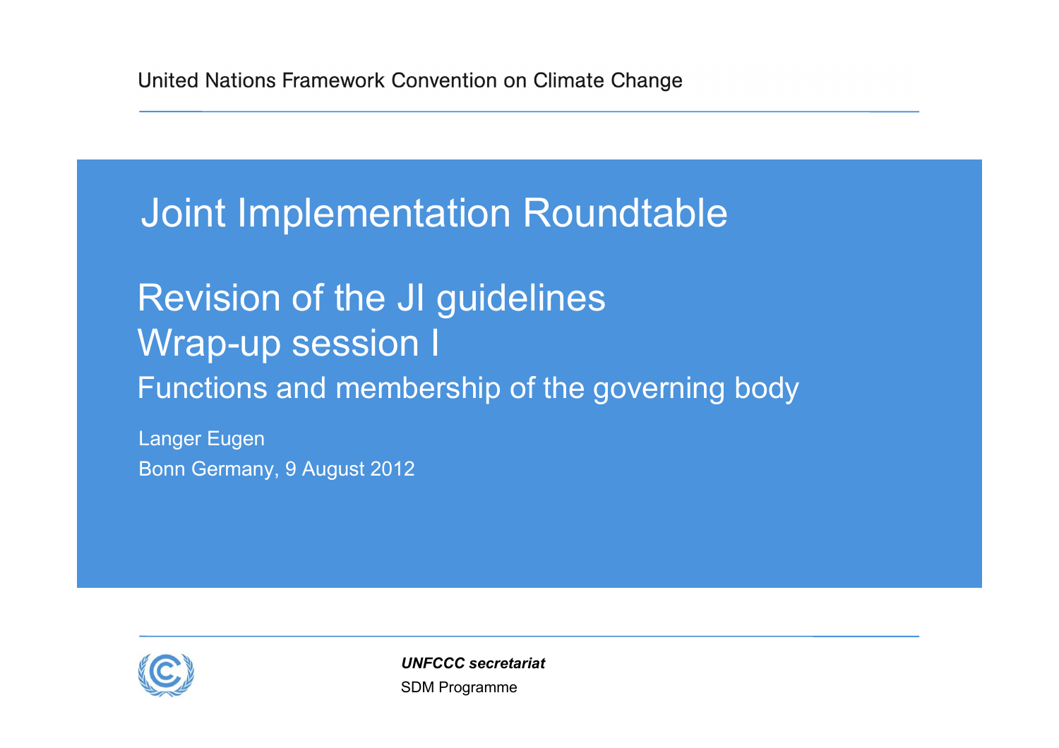United Nations Framework Convention on Climate Change

# Joint Implementation Roundtable

## Revision of the JI guidelines
## Wrap-up session I

### Functions and membership of the governing body

Langer Eugen

Bonn Germany, 9 August 2012

***UNFCCC secretariat***

SDM Programme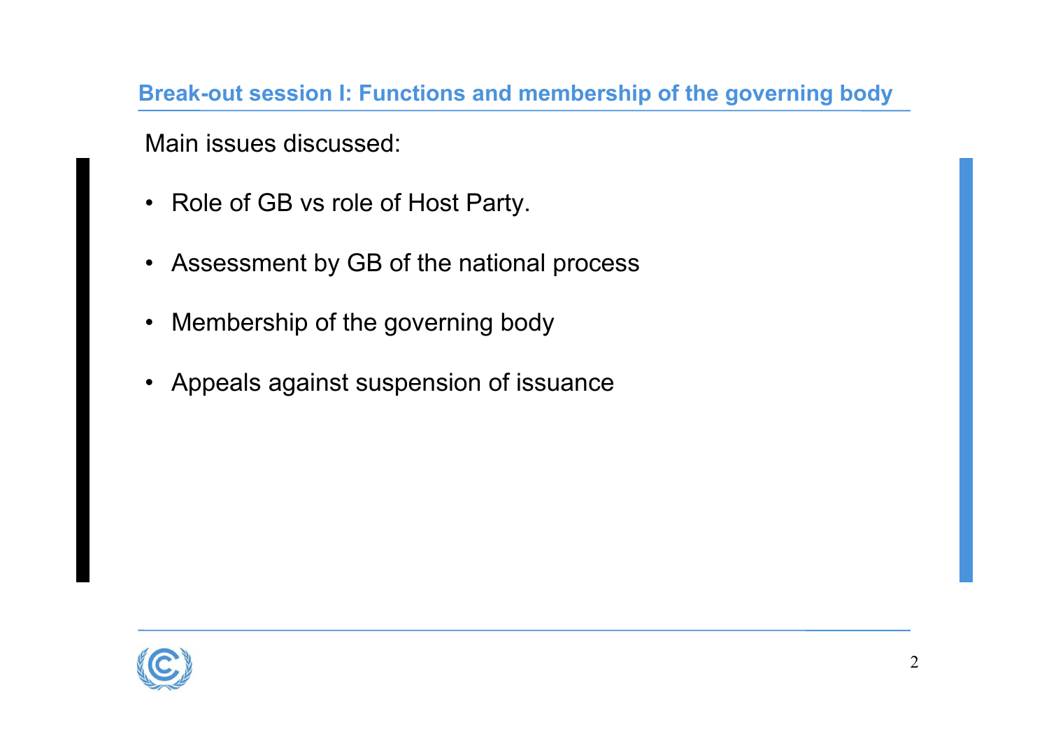## Break-out session I: Functions and membership of the governing body

Main issues discussed:

- Role of GB vs role of Host Party.
- Assessment by GB of the national process
- Membership of the governing body
- Appeals against suspension of issuance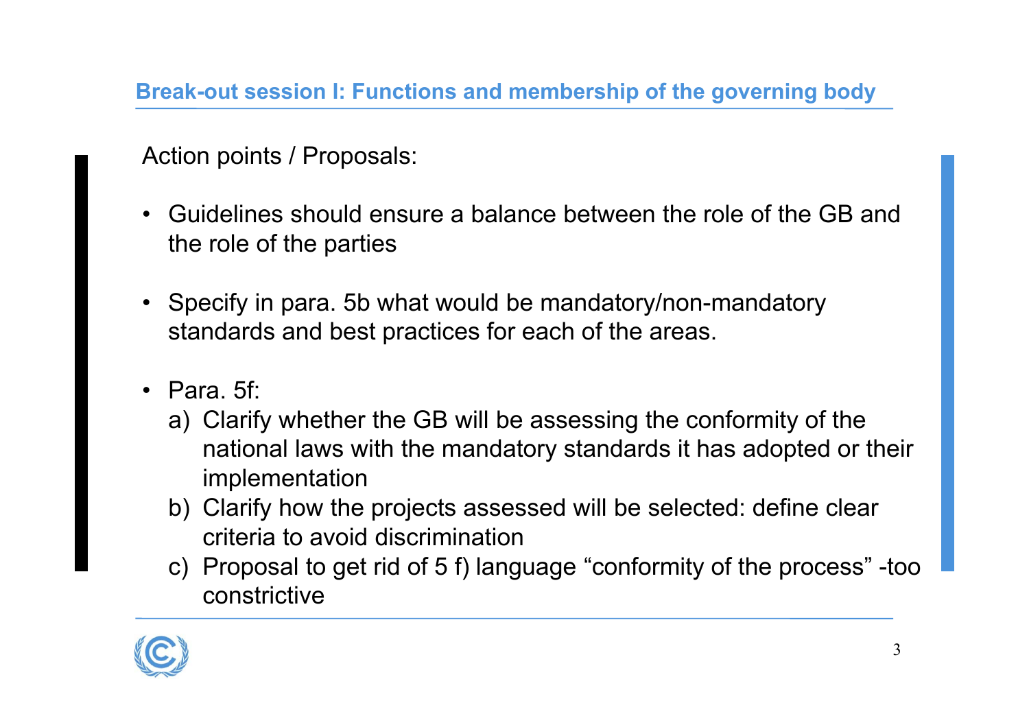## Break-out session I: Functions and membership of the governing body

Action points / Proposals:

- Guidelines should ensure a balance between the role of the GB and the role of the parties
- Specify in para. 5b what would be mandatory/non-mandatory standards and best practices for each of the areas.
- Para. 5f:
  a) Clarify whether the GB will be assessing the conformity of the national laws with the mandatory standards it has adopted or their implementation
  b) Clarify how the projects assessed will be selected: define clear criteria to avoid discrimination
  c) Proposal to get rid of 5 f) language "conformity of the process" -too constrictive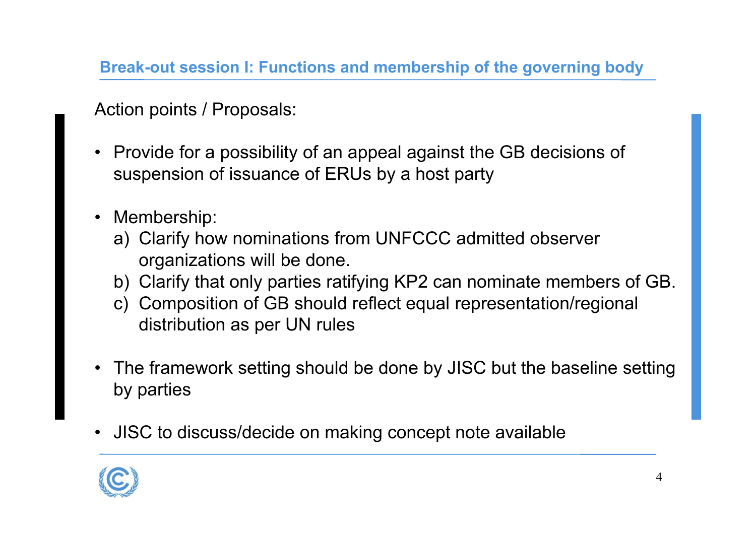## Break-out session I: Functions and membership of the governing body

Action points / Proposals:

- Provide for a possibility of an appeal against the GB decisions of suspension of issuance of ERUs by a host party
- Membership:
  a) Clarify how nominations from UNFCCC admitted observer organizations will be done.
  b) Clarify that only parties ratifying KP2 can nominate members of GB.
  c) Composition of GB should reflect equal representation/regional distribution as per UN rules
- The framework setting should be done by JISC but the baseline setting by parties
- JISC to discuss/decide on making concept note available